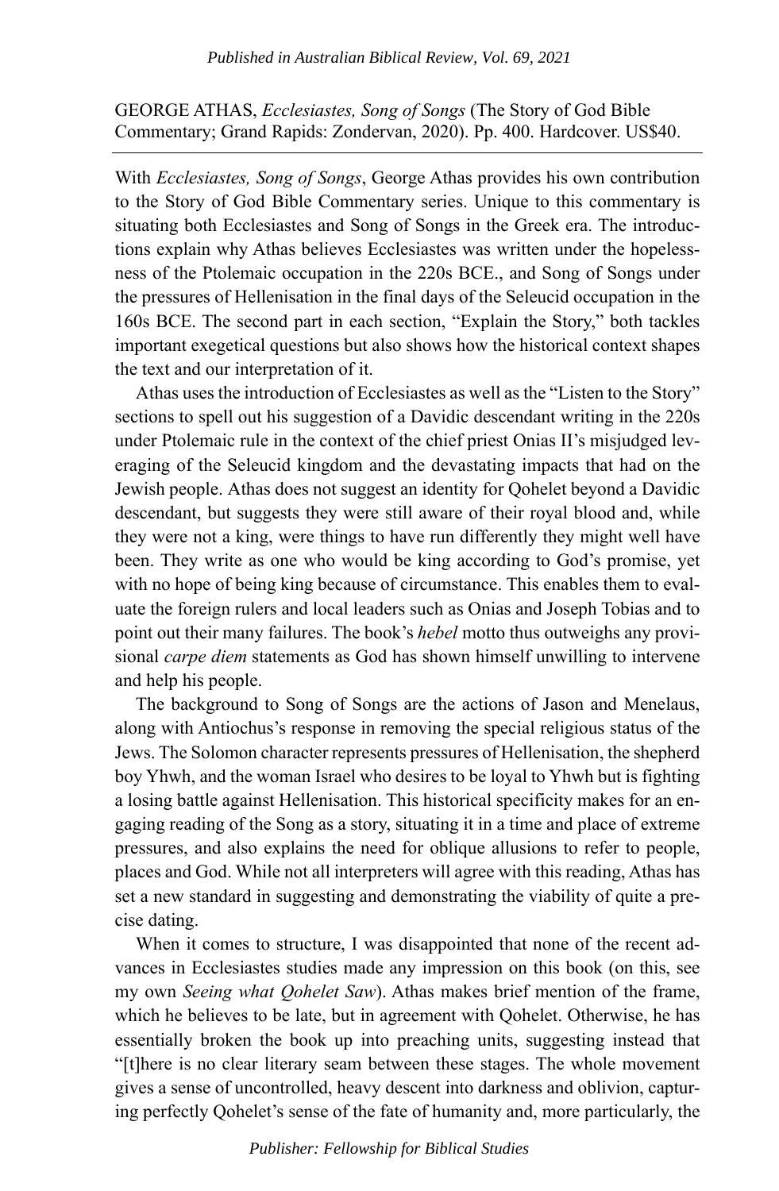GEORGE ATHAS, *Ecclesiastes, Song of Songs* (The Story of God Bible Commentary; Grand Rapids: Zondervan, 2020). Pp. 400. Hardcover. US$40.

---

With *Ecclesiastes, Song of Songs*, George Athas provides his own contribution to the Story of God Bible Commentary series. Unique to this commentary is situating both Ecclesiastes and Song of Songs in the Greek era. The introductions explain why Athas believes Ecclesiastes was written under the hopelessness of the Ptolemaic occupation in the 220s BCE., and Song of Songs under the pressures of Hellenisation in the final days of the Seleucid occupation in the 160s BCE. The second part in each section, "Explain the Story," both tackles important exegetical questions but also shows how the historical context shapes the text and our interpretation of it.

Athas uses the introduction of Ecclesiastes as well as the "Listen to the Story" sections to spell out his suggestion of a Davidic descendant writing in the 220s under Ptolemaic rule in the context of the chief priest Onias II's misjudged leveraging of the Seleucid kingdom and the devastating impacts that had on the Jewish people. Athas does not suggest an identity for Qohelet beyond a Davidic descendant, but suggests they were still aware of their royal blood and, while they were not a king, were things to have run differently they might well have been. They write as one who would be king according to God's promise, yet with no hope of being king because of circumstance. This enables them to evaluate the foreign rulers and local leaders such as Onias and Joseph Tobias and to point out their many failures. The book's *hebel* motto thus outweighs any provisional *carpe diem* statements as God has shown himself unwilling to intervene and help his people.

The background to Song of Songs are the actions of Jason and Menelaus, along with Antiochus's response in removing the special religious status of the Jews. The Solomon character represents pressures of Hellenisation, the shepherd boy Yhwh, and the woman Israel who desires to be loyal to Yhwh but is fighting a losing battle against Hellenisation. This historical specificity makes for an engaging reading of the Song as a story, situating it in a time and place of extreme pressures, and also explains the need for oblique allusions to refer to people, places and God. While not all interpreters will agree with this reading, Athas has set a new standard in suggesting and demonstrating the viability of quite a precise dating.

When it comes to structure, I was disappointed that none of the recent advances in Ecclesiastes studies made any impression on this book (on this, see my own *Seeing what Qohelet Saw*). Athas makes brief mention of the frame, which he believes to be late, but in agreement with Qohelet. Otherwise, he has essentially broken the book up into preaching units, suggesting instead that "[t]here is no clear literary seam between these stages. The whole movement gives a sense of uncontrolled, heavy descent into darkness and oblivion, capturing perfectly Qohelet's sense of the fate of humanity and, more particularly, the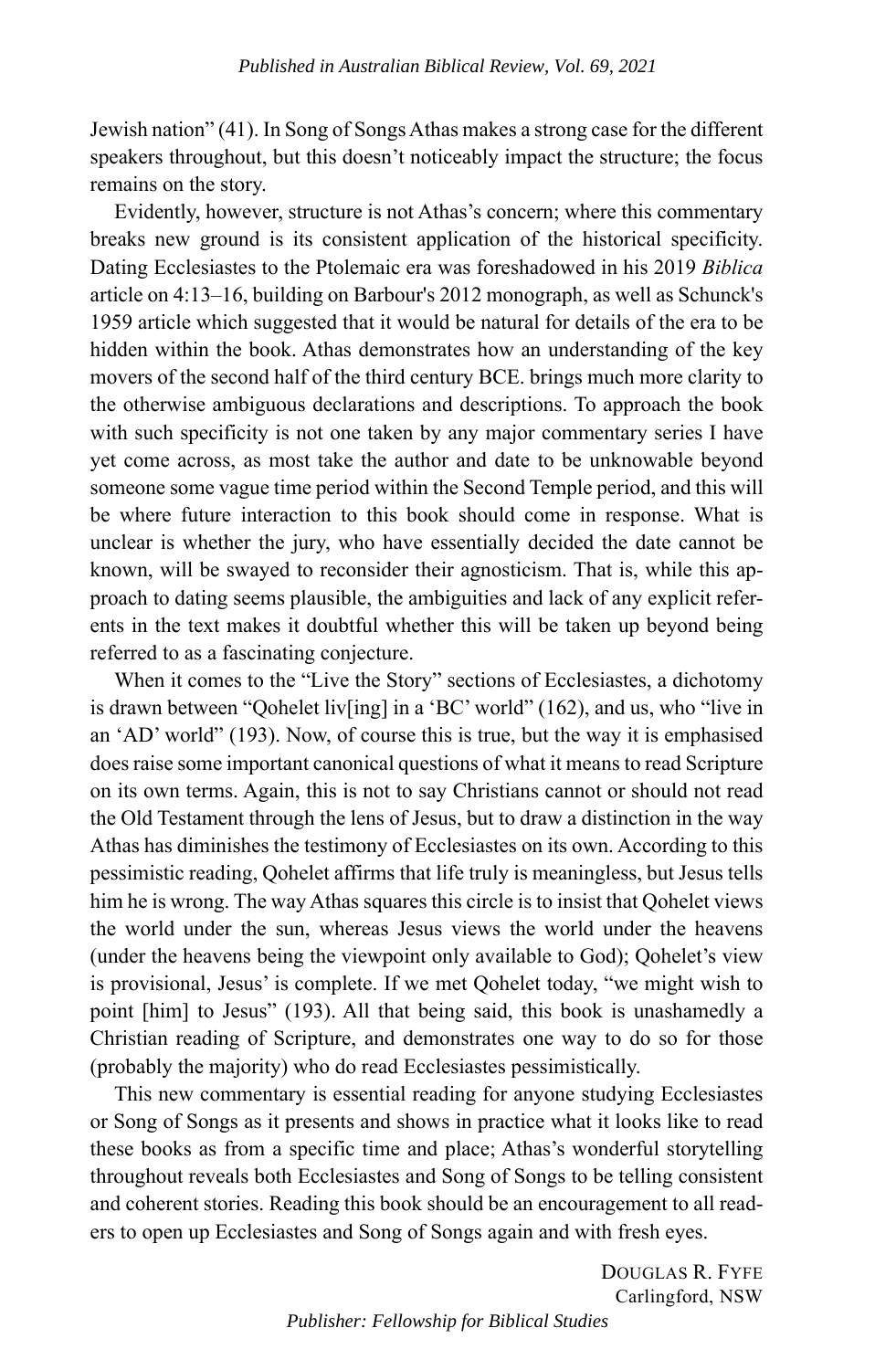Jewish nation" (41). In Song of Songs Athas makes a strong case for the different speakers throughout, but this doesn't noticeably impact the structure; the focus remains on the story.

Evidently, however, structure is not Athas's concern; where this commentary breaks new ground is its consistent application of the historical specificity. Dating Ecclesiastes to the Ptolemaic era was foreshadowed in his 2019 *Biblica* article on 4:13–16, building on Barbour's 2012 monograph, as well as Schunck's 1959 article which suggested that it would be natural for details of the era to be hidden within the book. Athas demonstrates how an understanding of the key movers of the second half of the third century BCE. brings much more clarity to the otherwise ambiguous declarations and descriptions. To approach the book with such specificity is not one taken by any major commentary series I have yet come across, as most take the author and date to be unknowable beyond someone some vague time period within the Second Temple period, and this will be where future interaction to this book should come in response. What is unclear is whether the jury, who have essentially decided the date cannot be known, will be swayed to reconsider their agnosticism. That is, while this approach to dating seems plausible, the ambiguities and lack of any explicit referents in the text makes it doubtful whether this will be taken up beyond being referred to as a fascinating conjecture.

When it comes to the "Live the Story" sections of Ecclesiastes, a dichotomy is drawn between "Qohelet liv[ing] in a 'BC' world" (162), and us, who "live in an 'AD' world" (193). Now, of course this is true, but the way it is emphasised does raise some important canonical questions of what it means to read Scripture on its own terms. Again, this is not to say Christians cannot or should not read the Old Testament through the lens of Jesus, but to draw a distinction in the way Athas has diminishes the testimony of Ecclesiastes on its own. According to this pessimistic reading, Qohelet affirms that life truly is meaningless, but Jesus tells him he is wrong. The way Athas squares this circle is to insist that Qohelet views the world under the sun, whereas Jesus views the world under the heavens (under the heavens being the viewpoint only available to God); Qohelet's view is provisional, Jesus' is complete. If we met Qohelet today, "we might wish to point [him] to Jesus" (193). All that being said, this book is unashamedly a Christian reading of Scripture, and demonstrates one way to do so for those (probably the majority) who do read Ecclesiastes pessimistically.

This new commentary is essential reading for anyone studying Ecclesiastes or Song of Songs as it presents and shows in practice what it looks like to read these books as from a specific time and place; Athas's wonderful storytelling throughout reveals both Ecclesiastes and Song of Songs to be telling consistent and coherent stories. Reading this book should be an encouragement to all readers to open up Ecclesiastes and Song of Songs again and with fresh eyes.

Douglas R. Fyfe
Carlingford, NSW